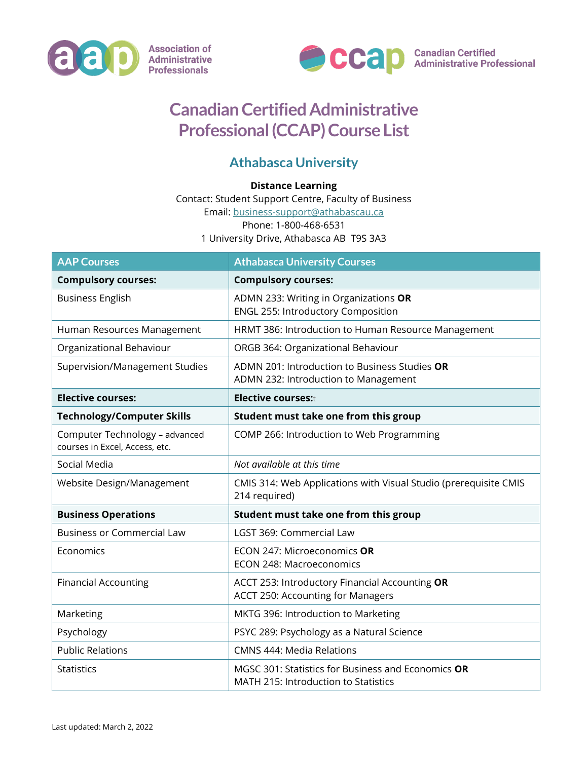Association of Administrative Professionals

Canadian Certified Administrative Professional

# Canadian Certified Administrative Professional (CCAP) Course List

## Athabasca University

**Distance Learning**
Contact: Student Support Centre, Faculty of Business
Email: business-support@athabascau.ca
Phone: 1-800-468-6531
1 University Drive, Athabasca AB T9S 3A3

| AAP Courses | Athabasca University Courses |
|---|---|
| **Compulsory courses:** | **Compulsory courses:** |
| Business English | ADMN 233: Writing in Organizations **OR** ENGL 255: Introductory Composition |
| Human Resources Management | HRMT 386: Introduction to Human Resource Management |
| Organizational Behaviour | ORGB 364: Organizational Behaviour |
| Supervision/Management Studies | ADMN 201: Introduction to Business Studies **OR** ADMN 232: Introduction to Management |
| **Elective courses:** | **Elective courses:** |
| **Technology/Computer Skills** | **Student must take one from this group** |
| Computer Technology – advanced courses in Excel, Access, etc. | COMP 266: Introduction to Web Programming |
| Social Media | *Not available at this time* |
| Website Design/Management | CMIS 314: Web Applications with Visual Studio (prerequisite CMIS 214 required) |
| **Business Operations** | **Student must take one from this group** |
| Business or Commercial Law | LGST 369: Commercial Law |
| Economics | ECON 247: Microeconomics **OR** ECON 248: Macroeconomics |
| Financial Accounting | ACCT 253: Introductory Financial Accounting **OR** ACCT 250: Accounting for Managers |
| Marketing | MKTG 396: Introduction to Marketing |
| Psychology | PSYC 289: Psychology as a Natural Science |
| Public Relations | CMNS 444: Media Relations |
| Statistics | MGSC 301: Statistics for Business and Economics **OR** MATH 215: Introduction to Statistics |

Last updated: March 2, 2022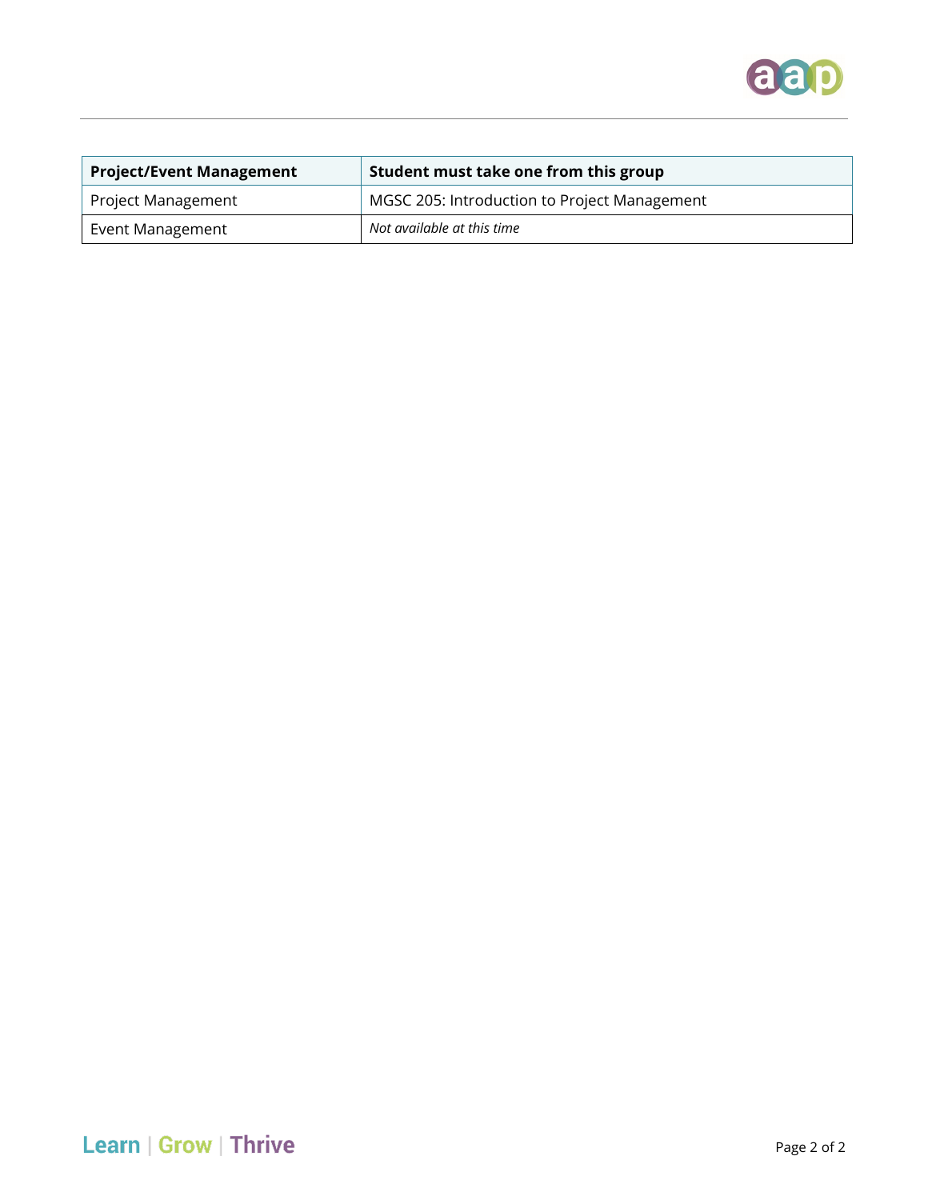| Project/Event Management | Student must take one from this group |
| --- | --- |
| Project Management | MGSC 205: Introduction to Project Management |
| Event Management | *Not available at this time* |